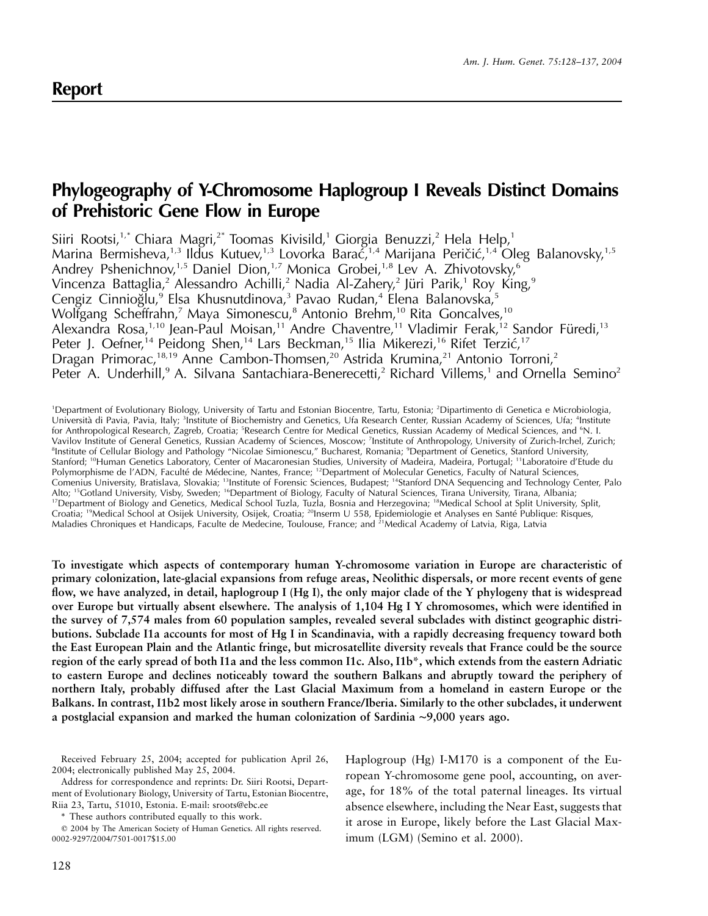## Report

# Phylogeography of Y-Chromosome Haplogroup I Reveals Distinct Domains of Prehistoric Gene Flow in Europe

Siiri Rootsi,[1,*] Chiara Magri,[2*] Toomas Kivisild,[1] Giorgia Benuzzi,[2] Hela Help,[1] Marina Bermisheva,[1,3] Ildus Kutuev,[1,3] Lovorka Barać,[1,4] Marijana Peričić,[1,4] Oleg Balanovsky,[1,5] Andrey Pshenichnov,[1,5] Daniel Dion,[1,7] Monica Grobei,[1,8] Lev A. Zhivotovsky,[6] Vincenza Battaglia,[2] Alessandro Achilli,[2] Nadia Al-Zahery,[2] Jüri Parik,[1] Roy King,[9] Cengiz Cinnioğlu,[9] Elsa Khusnutdinova,[3] Pavao Rudan,[4] Elena Balanovska,[5] Wolfgang Scheffrahn,[7] Maya Simonescu,[8] Antonio Brehm,[10] Rita Goncalves,[10] Alexandra Rosa,[1,10] Jean-Paul Moisan,[11] Andre Chaventre,[11] Vladimir Ferak,[12] Sandor Füredi,[13] Peter J. Oefner,[14] Peidong Shen,[14] Lars Beckman,[15] Ilia Mikerezi,[16] Rifet Terzić,[17] Dragan Primorac,[18,19] Anne Cambon-Thomsen,[20] Astrida Krumina,[21] Antonio Torroni,[2] Peter A. Underhill,[9] A. Silvana Santachiara-Benerecetti,[2] Richard Villems,[1] and Ornella Semino[2]

[1]Department of Evolutionary Biology, University of Tartu and Estonian Biocentre, Tartu, Estonia; [2]Dipartimento di Genetica e Microbiologia, Università di Pavia, Pavia, Italy; [3]Institute of Biochemistry and Genetics, Ufa Research Center, Russian Academy of Sciences, Ufa; [4]Institute for Anthropological Research, Zagreb, Croatia; [5]Research Centre for Medical Genetics, Russian Academy of Medical Sciences, and [6]N. I. Vavilov Institute of General Genetics, Russian Academy of Sciences, Moscow; [7]Institute of Anthropology, University of Zurich-Irchel, Zurich; [8]Institute of Cellular Biology and Pathology "Nicolae Simionescu," Bucharest, Romania; [9]Department of Genetics, Stanford University, Stanford; [10]Human Genetics Laboratory, Center of Macaronesian Studies, University of Madeira, Madeira, Portugal; [11]Laboratoire d'Etude du Polymorphisme de l'ADN, Faculté de Médecine, Nantes, France; [12]Department of Molecular Genetics, Faculty of Natural Sciences, Comenius University, Bratislava, Slovakia; [13]Institute of Forensic Sciences, Budapest; [14]Stanford DNA Sequencing and Technology Center, Palo Alto; [15]Gotland University, Visby, Sweden; [16]Department of Biology, Faculty of Natural Sciences, Tirana University, Tirana, Albania; [17]Department of Biology and Genetics, Medical School Tuzla, Tuzla, Bosnia and Herzegovina; [18]Medical School at Split University, Split, Croatia; [19]Medical School at Osijek University, Osijek, Croatia; [20]Inserm U 558, Epidemiologie et Analyses en Santé Publique: Risques, Maladies Chroniques et Handicaps, Faculte de Medecine, Toulouse, France; and [21]Medical Academy of Latvia, Riga, Latvia

**To investigate which aspects of contemporary human Y-chromosome variation in Europe are characteristic of primary colonization, late-glacial expansions from refuge areas, Neolithic dispersals, or more recent events of gene flow, we have analyzed, in detail, haplogroup I (Hg I), the only major clade of the Y phylogeny that is widespread over Europe but virtually absent elsewhere. The analysis of 1,104 Hg I Y chromosomes, which were identified in the survey of 7,574 males from 60 population samples, revealed several subclades with distinct geographic distributions. Subclade I1a accounts for most of Hg I in Scandinavia, with a rapidly decreasing frequency toward both the East European Plain and the Atlantic fringe, but microsatellite diversity reveals that France could be the source region of the early spread of both I1a and the less common I1c. Also, I1b\*, which extends from the eastern Adriatic to eastern Europe and declines noticeably toward the southern Balkans and abruptly toward the periphery of northern Italy, probably diffused after the Last Glacial Maximum from a homeland in eastern Europe or the Balkans. In contrast, I1b2 most likely arose in southern France/Iberia. Similarly to the other subclades, it underwent a postglacial expansion and marked the human colonization of Sardinia ~9,000 years ago.**

Received February 25, 2004; accepted for publication April 26, 2004; electronically published May 25, 2004.

Address for correspondence and reprints: Dr. Siiri Rootsi, Department of Evolutionary Biology, University of Tartu, Estonian Biocentre, Riia 23, Tartu, 51010, Estonia. E-mail: sroots@ebc.ee

\* These authors contributed equally to this work.

© 2004 by The American Society of Human Genetics. All rights reserved. 0002-9297/2004/7501-0017$15.00

Haplogroup (Hg) I-M170 is a component of the European Y-chromosome gene pool, accounting, on average, for 18% of the total paternal lineages. Its virtual absence elsewhere, including the Near East, suggests that it arose in Europe, likely before the Last Glacial Maximum (LGM) (Semino et al. 2000).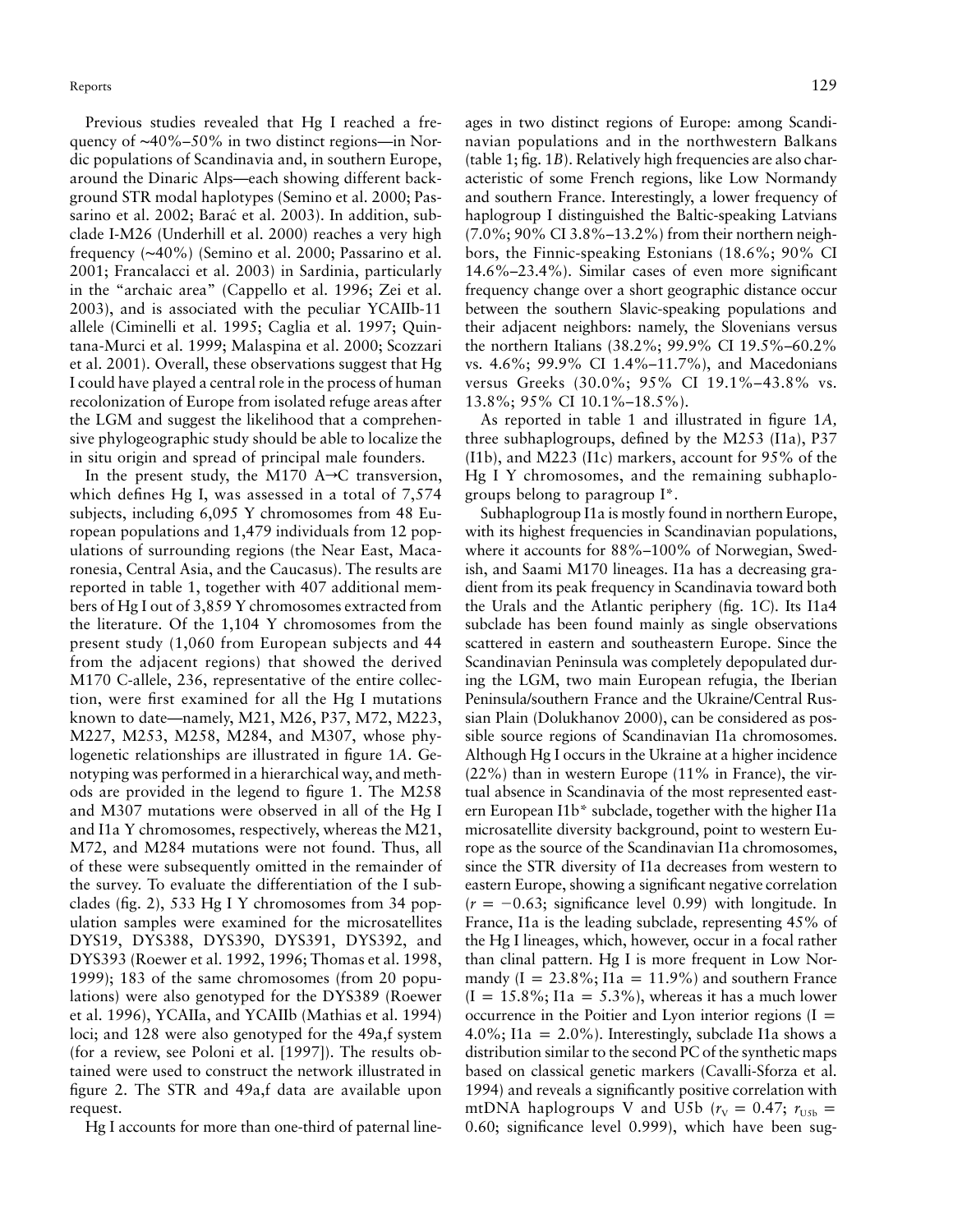Previous studies revealed that Hg I reached a frequency of ~40%–50% in two distinct regions—in Nordic populations of Scandinavia and, in southern Europe, around the Dinaric Alps—each showing different background STR modal haplotypes (Semino et al. 2000; Passarino et al. 2002; Barać et al. 2003). In addition, subclade I-M26 (Underhill et al. 2000) reaches a very high frequency (~40%) (Semino et al. 2000; Passarino et al. 2001; Francalacci et al. 2003) in Sardinia, particularly in the "archaic area" (Cappello et al. 1996; Zei et al. 2003), and is associated with the peculiar YCAIIb-11 allele (Ciminelli et al. 1995; Caglia et al. 1997; Quintana-Murci et al. 1999; Malaspina et al. 2000; Scozzari et al. 2001). Overall, these observations suggest that Hg I could have played a central role in the process of human recolonization of Europe from isolated refuge areas after the LGM and suggest the likelihood that a comprehensive phylogeographic study should be able to localize the in situ origin and spread of principal male founders.

In the present study, the M170 A→C transversion, which defines Hg I, was assessed in a total of 7,574 subjects, including 6,095 Y chromosomes from 48 European populations and 1,479 individuals from 12 populations of surrounding regions (the Near East, Macaronesia, Central Asia, and the Caucasus). The results are reported in table 1, together with 407 additional members of Hg I out of 3,859 Y chromosomes extracted from the literature. Of the 1,104 Y chromosomes from the present study (1,060 from European subjects and 44 from the adjacent regions) that showed the derived M170 C-allele, 236, representative of the entire collection, were first examined for all the Hg I mutations known to date—namely, M21, M26, P37, M72, M223, M227, M253, M258, M284, and M307, whose phylogenetic relationships are illustrated in figure 1*A*. Genotyping was performed in a hierarchical way, and methods are provided in the legend to figure 1. The M258 and M307 mutations were observed in all of the Hg I and I1a Y chromosomes, respectively, whereas the M21, M72, and M284 mutations were not found. Thus, all of these were subsequently omitted in the remainder of the survey. To evaluate the differentiation of the I subclades (fig. 2), 533 Hg I Y chromosomes from 34 population samples were examined for the microsatellites DYS19, DYS388, DYS390, DYS391, DYS392, and DYS393 (Roewer et al. 1992, 1996; Thomas et al. 1998, 1999); 183 of the same chromosomes (from 20 populations) were also genotyped for the DYS389 (Roewer et al. 1996), YCAIIa, and YCAIIb (Mathias et al. 1994) loci; and 128 were also genotyped for the 49a,f system (for a review, see Poloni et al. [1997]). The results obtained were used to construct the network illustrated in figure 2. The STR and 49a,f data are available upon request.

Hg I accounts for more than one-third of paternal lineages in two distinct regions of Europe: among Scandinavian populations and in the northwestern Balkans (table 1; fig. 1*B*). Relatively high frequencies are also characteristic of some French regions, like Low Normandy and southern France. Interestingly, a lower frequency of haplogroup I distinguished the Baltic-speaking Latvians (7.0%; 90% CI 3.8%–13.2%) from their northern neighbors, the Finnic-speaking Estonians (18.6%; 90% CI 14.6%–23.4%). Similar cases of even more significant frequency change over a short geographic distance occur between the southern Slavic-speaking populations and their adjacent neighbors: namely, the Slovenians versus the northern Italians (38.2%; 99.9% CI 19.5%–60.2% vs. 4.6%; 99.9% CI 1.4%–11.7%), and Macedonians versus Greeks (30.0%; 95% CI 19.1%–43.8% vs. 13.8%; 95% CI 10.1%–18.5%).

As reported in table 1 and illustrated in figure 1*A*, three subhaplogroups, defined by the M253 (I1a), P37 (I1b), and M223 (I1c) markers, account for 95% of the Hg I Y chromosomes, and the remaining subhaplogroups belong to paragroup I*.

Subhaplogroup I1a is mostly found in northern Europe, with its highest frequencies in Scandinavian populations, where it accounts for 88%–100% of Norwegian, Swedish, and Saami M170 lineages. I1a has a decreasing gradient from its peak frequency in Scandinavia toward both the Urals and the Atlantic periphery (fig. 1*C*). Its I1a4 subclade has been found mainly as single observations scattered in eastern and southeastern Europe. Since the Scandinavian Peninsula was completely depopulated during the LGM, two main European refugia, the Iberian Peninsula/southern France and the Ukraine/Central Russian Plain (Dolukhanov 2000), can be considered as possible source regions of Scandinavian I1a chromosomes. Although Hg I occurs in the Ukraine at a higher incidence (22%) than in western Europe (11% in France), the virtual absence in Scandinavia of the most represented eastern European I1b* subclade, together with the higher I1a microsatellite diversity background, point to western Europe as the source of the Scandinavian I1a chromosomes, since the STR diversity of I1a decreases from western to eastern Europe, showing a significant negative correlation ($r = -0.63$; significance level 0.99) with longitude. In France, I1a is the leading subclade, representing 45% of the Hg I lineages, which, however, occur in a focal rather than clinal pattern. Hg I is more frequent in Low Normandy (I = 23.8%; I1a = 11.9%) and southern France (I = 15.8%; I1a = 5.3%), whereas it has a much lower occurrence in the Poitier and Lyon interior regions (I = 4.0%; I1a = 2.0%). Interestingly, subclade I1a shows a distribution similar to the second PC of the synthetic maps based on classical genetic markers (Cavalli-Sforza et al. 1994) and reveals a significantly positive correlation with mtDNA haplogroups V and U5b ($r_V = 0.47$; $r_{U5b} = 0.60$; significance level 0.999), which have been sug-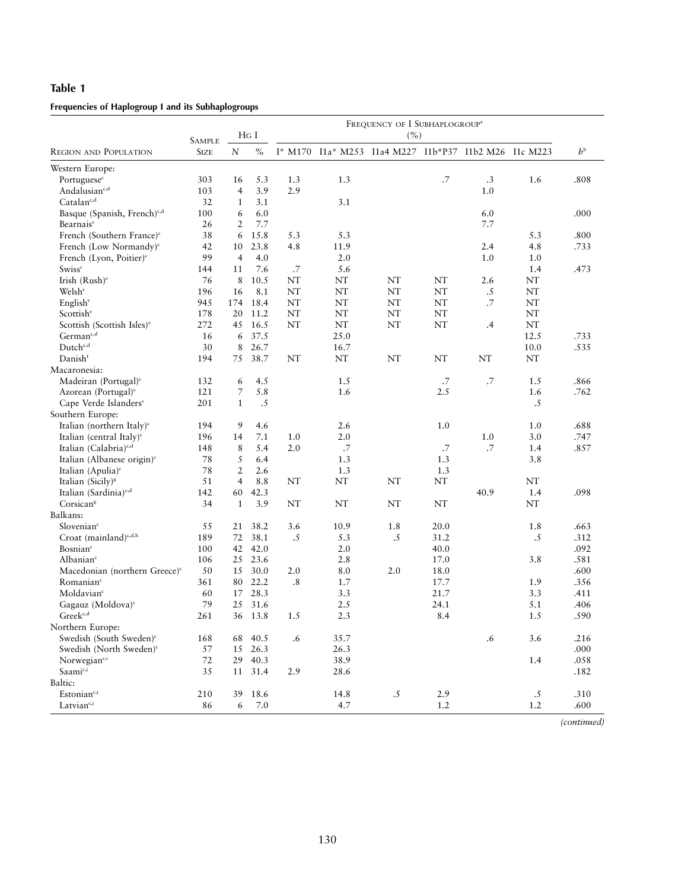**Table 1**

**Frequencies of Haplogroup I and its Subhaplogroups**

| Region and Population | Sample Size | Hg I | | Frequency of I Subhaplogroup[a] (%) | | | | | | $h$[b] |
|---|---|---|---|---|---|---|---|---|---|---|
| | | $N$ | % | I* M170 | I1a* M253 | I1a4 M227 | I1b*P37 | I1b2 M26 | I1c M223 | |
| Western Europe: | | | | | | | | | | |
| Portuguese[c] | 303 | 16 | 5.3 | 1.3 | 1.3 | | .7 | .3 | 1.6 | .808 |
| Andalusian[c,d] | 103 | 4 | 3.9 | 2.9 | | | | 1.0 | | |
| Catalan[c,d] | 32 | 1 | 3.1 | | 3.1 | | | | | |
| Basque (Spanish, French)[c,d] | 100 | 6 | 6.0 | | | | | 6.0 | | .000 |
| Bearnais[c] | 26 | 2 | 7.7 | | | | | 7.7 | | |
| French (Southern France)[c] | 38 | 6 | 15.8 | 5.3 | 5.3 | | | | 5.3 | .800 |
| French (Low Normandy)[c] | 42 | 10 | 23.8 | 4.8 | 11.9 | | | 2.4 | 4.8 | .733 |
| French (Lyon, Poitier)[c] | 99 | 4 | 4.0 | | 2.0 | | | 1.0 | 1.0 | |
| Swiss[c] | 144 | 11 | 7.6 | .7 | 5.6 | | | | 1.4 | .473 |
| Irish (Rush)[e] | 76 | 8 | 10.5 | NT | NT | NT | NT | 2.6 | NT | |
| Welsh[e] | 196 | 16 | 8.1 | NT | NT | NT | NT | .5 | NT | |
| English[e] | 945 | 174 | 18.4 | NT | NT | NT | NT | .7 | NT | |
| Scottish[e] | 178 | 20 | 11.2 | NT | NT | NT | NT | | NT | |
| Scottish (Scottish Isles)[e] | 272 | 45 | 16.5 | NT | NT | NT | NT | .4 | NT | |
| German[c,d] | 16 | 6 | 37.5 | | 25.0 | | | | 12.5 | .733 |
| Dutch[c,d] | 30 | 8 | 26.7 | | 16.7 | | | | 10.0 | .535 |
| Danish[f] | 194 | 75 | 38.7 | NT | NT | NT | NT | NT | NT | |
| Macaronesia: | | | | | | | | | | |
| Madeiran (Portugal)[c] | 132 | 6 | 4.5 | | 1.5 | | .7 | .7 | 1.5 | .866 |
| Azorean (Portugal)[c] | 121 | 7 | 5.8 | | 1.6 | | 2.5 | | 1.6 | .762 |
| Cape Verde Islanders[c] | 201 | 1 | .5 | | | | | | .5 | |
| Southern Europe: | | | | | | | | | | |
| Italian (northern Italy)[c] | 194 | 9 | 4.6 | | 2.6 | | 1.0 | | 1.0 | .688 |
| Italian (central Italy)[c] | 196 | 14 | 7.1 | 1.0 | 2.0 | | | 1.0 | 3.0 | .747 |
| Italian (Calabria)[c,d] | 148 | 8 | 5.4 | 2.0 | .7 | | .7 | .7 | 1.4 | .857 |
| Italian (Albanese origin)[c] | 78 | 5 | 6.4 | | 1.3 | | 1.3 | | 3.8 | |
| Italian (Apulia)[c] | 78 | 2 | 2.6 | | 1.3 | | 1.3 | | | |
| Italian (Sicily)[g] | 51 | 4 | 8.8 | NT | NT | NT | NT | | NT | |
| Italian (Sardinia)[c,d] | 142 | 60 | 42.3 | | | | | 40.9 | 1.4 | .098 |
| Corsican[g] | 34 | 1 | 3.9 | NT | NT | NT | NT | | NT | |
| Balkans: | | | | | | | | | | |
| Slovenian[c] | 55 | 21 | 38.2 | 3.6 | 10.9 | 1.8 | 20.0 | | 1.8 | .663 |
| Croat (mainland)[c,d,h] | 189 | 72 | 38.1 | .5 | 5.3 | .5 | 31.2 | | .5 | .312 |
| Bosnian[c] | 100 | 42 | 42.0 | | 2.0 | | 40.0 | | | .092 |
| Albanian[c] | 106 | 25 | 23.6 | | 2.8 | | 17.0 | | 3.8 | .581 |
| Macedonian (northern Greece)[c] | 50 | 15 | 30.0 | 2.0 | 8.0 | 2.0 | 18.0 | | | .600 |
| Romanian[c] | 361 | 80 | 22.2 | .8 | 1.7 | | 17.7 | | 1.9 | .356 |
| Moldavian[c] | 60 | 17 | 28.3 | | 3.3 | | 21.7 | | 3.3 | .411 |
| Gagauz (Moldova)[c] | 79 | 25 | 31.6 | | 2.5 | | 24.1 | | 5.1 | .406 |
| Greek[c,d] | 261 | 36 | 13.8 | 1.5 | 2.3 | | 8.4 | | 1.5 | .590 |
| Northern Europe: | | | | | | | | | | |
| Swedish (South Sweden)[c] | 168 | 68 | 40.5 | .6 | 35.7 | | | .6 | 3.6 | .216 |
| Swedish (North Sweden)[c] | 57 | 15 | 26.3 | | 26.3 | | | | | .000 |
| Norwegian[c,i] | 72 | 29 | 40.3 | | 38.9 | | | | 1.4 | .058 |
| Saami[c,j] | 35 | 11 | 31.4 | 2.9 | 28.6 | | | | | .182 |
| Baltic: | | | | | | | | | | |
| Estonian[c,j] | 210 | 39 | 18.6 | | 14.8 | .5 | 2.9 | | .5 | .310 |
| Latvian[c,j] | 86 | 6 | 7.0 | | 4.7 | | 1.2 | | 1.2 | .600 |

*(continued)*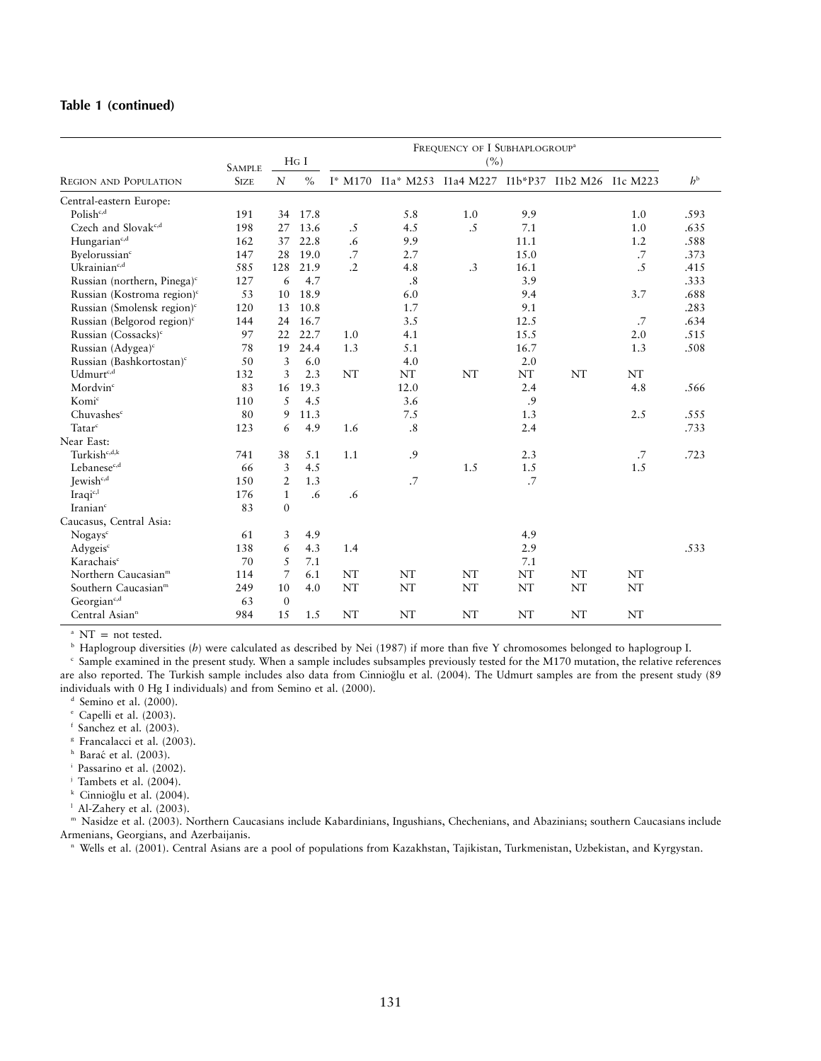**Table 1 (continued)**

| Region and Population | Sample Size | Hg I | | Frequency of I Subhaplogroup[a] (%) | | | | | | $h$[b] |
|---|---|---|---|---|---|---|---|---|---|---|
| | | $N$ | % | I* M170 | I1a* M253 | I1a4 M227 | I1b*P37 | I1b2 M26 | I1c M223 | |
| Central-eastern Europe: | | | | | | | | | | |
| Polish[c,d] | 191 | 34 | 17.8 | | 5.8 | 1.0 | 9.9 | | 1.0 | .593 |
| Czech and Slovak[c,d] | 198 | 27 | 13.6 | .5 | 4.5 | .5 | 7.1 | | 1.0 | .635 |
| Hungarian[c,d] | 162 | 37 | 22.8 | .6 | 9.9 | | 11.1 | | 1.2 | .588 |
| Byelorussian[c] | 147 | 28 | 19.0 | .7 | 2.7 | | 15.0 | | .7 | .373 |
| Ukrainian[c,d] | 585 | 128 | 21.9 | .2 | 4.8 | .3 | 16.1 | | .5 | .415 |
| Russian (northern, Pinega)[c] | 127 | 6 | 4.7 | | .8 | | 3.9 | | | .333 |
| Russian (Kostroma region)[c] | 53 | 10 | 18.9 | | 6.0 | | 9.4 | | 3.7 | .688 |
| Russian (Smolensk region)[c] | 120 | 13 | 10.8 | | 1.7 | | 9.1 | | | .283 |
| Russian (Belgorod region)[c] | 144 | 24 | 16.7 | | 3.5 | | 12.5 | | .7 | .634 |
| Russian (Cossacks)[c] | 97 | 22 | 22.7 | 1.0 | 4.1 | | 15.5 | | 2.0 | .515 |
| Russian (Adygea)[c] | 78 | 19 | 24.4 | 1.3 | 5.1 | | 16.7 | | 1.3 | .508 |
| Russian (Bashkortostan)[c] | 50 | 3 | 6.0 | | 4.0 | | 2.0 | | | |
| Udmurt[c,d] | 132 | 3 | 2.3 | NT | NT | NT | NT | NT | NT | |
| Mordvin[c] | 83 | 16 | 19.3 | | 12.0 | | 2.4 | | 4.8 | .566 |
| Komi[c] | 110 | 5 | 4.5 | | 3.6 | | .9 | | | |
| Chuvashes[c] | 80 | 9 | 11.3 | | 7.5 | | 1.3 | | 2.5 | .555 |
| Tatar[c] | 123 | 6 | 4.9 | 1.6 | .8 | | 2.4 | | | .733 |
| Near East: | | | | | | | | | | |
| Turkish[c,d,k] | 741 | 38 | 5.1 | 1.1 | .9 | | 2.3 | | .7 | .723 |
| Lebanese[c,d] | 66 | 3 | 4.5 | | | 1.5 | 1.5 | | 1.5 | |
| Jewish[c,d] | 150 | 2 | 1.3 | | .7 | | .7 | | | |
| Iraqi[c,l] | 176 | 1 | .6 | .6 | | | | | | |
| Iranian[c] | 83 | 0 | | | | | | | | |
| Caucasus, Central Asia: | | | | | | | | | | |
| Nogays[c] | 61 | 3 | 4.9 | | | | 4.9 | | | |
| Adygeis[c] | 138 | 6 | 4.3 | 1.4 | | | 2.9 | | | .533 |
| Karachais[c] | 70 | 5 | 7.1 | | | | 7.1 | | | |
| Northern Caucasian[m] | 114 | 7 | 6.1 | NT | NT | NT | NT | NT | NT | |
| Southern Caucasian[m] | 249 | 10 | 4.0 | NT | NT | NT | NT | NT | NT | |
| Georgian[c,d] | 63 | 0 | | | | | | | | |
| Central Asian[n] | 984 | 15 | 1.5 | NT | NT | NT | NT | NT | NT | |

[a] NT = not tested.

[b] Haplogroup diversities ($h$) were calculated as described by Nei (1987) if more than five Y chromosomes belonged to haplogroup I.

[c] Sample examined in the present study. When a sample includes subsamples previously tested for the M170 mutation, the relative references are also reported. The Turkish sample includes also data from Cinnioğlu et al. (2004). The Udmurt samples are from the present study (89 individuals with 0 Hg I individuals) and from Semino et al. (2000).

[d] Semino et al. (2000).

[e] Capelli et al. (2003).

[f] Sanchez et al. (2003).

[g] Francalacci et al. (2003).

[h] Barać et al. (2003).

[i] Passarino et al. (2002).

[j] Tambets et al. (2004).

[k] Cinnioğlu et al. (2004).

[l] Al-Zahery et al. (2003).

[m] Nasidze et al. (2003). Northern Caucasians include Kabardinians, Ingushians, Chechenians, and Abazinians; southern Caucasians include Armenians, Georgians, and Azerbaijanis.

[n] Wells et al. (2001). Central Asians are a pool of populations from Kazakhstan, Tajikistan, Turkmenistan, Uzbekistan, and Kyrgystan.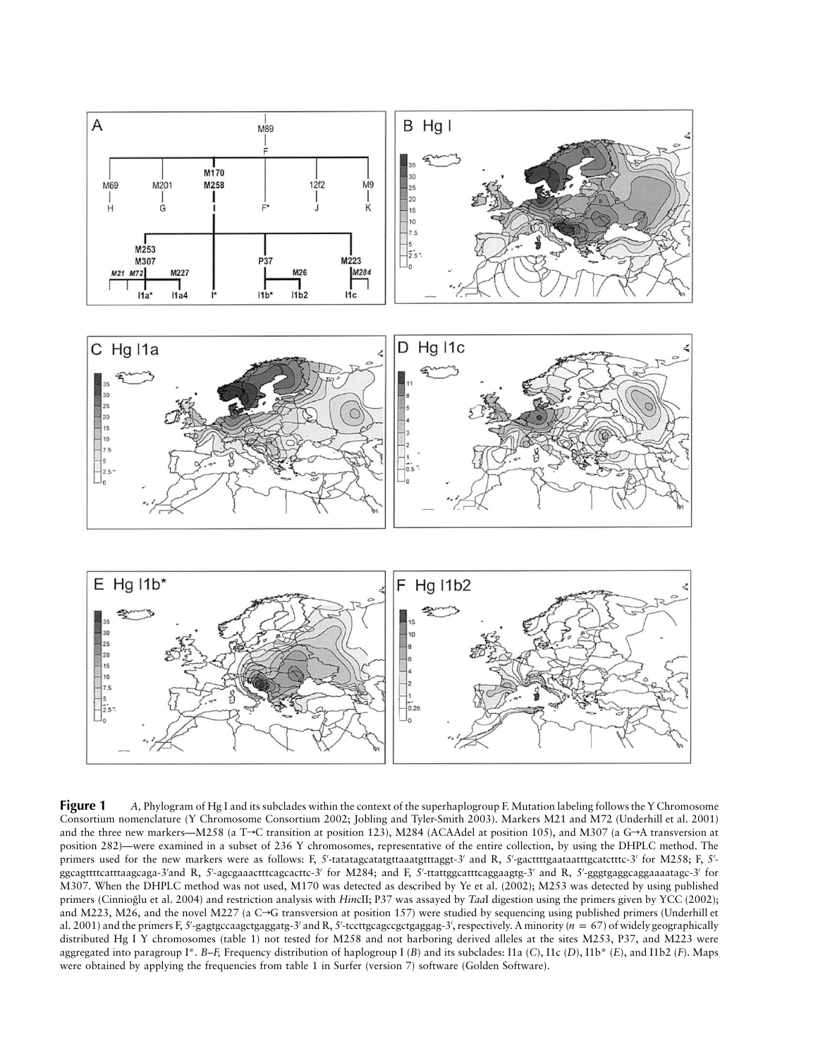**Figure 1** *A*, Phylogram of Hg I and its subclades within the context of the superhaplogroup F. Mutation labeling follows the Y Chromosome Consortium nomenclature (Y Chromosome Consortium 2002; Jobling and Tyler-Smith 2003). Markers M21 and M72 (Underhill et al. 2001) and the three new markers—M258 (a T→C transition at position 123), M284 (ACAAdel at position 105), and M307 (a G→A transversion at position 282)—were examined in a subset of 236 Y chromosomes, representative of the entire collection, by using the DHPLC method. The primers used for the new markers were as follows: F, 5′-tatatagcatatgttaaatgtttaggt-3′ and R, 5′-gacttttgaataatttgcatctttc-3′ for M258; F, 5′-ggcagttttcatttaagcaga-3′and R, 5′-agcgaaactttcagcacttc-3′ for M284; and F, 5′-ttattggcatttcaggaagtg-3′ and R, 5′-gggtgaggcaggaaaatagc-3′ for M307. When the DHPLC method was not used, M170 was detected as described by Ye et al. (2002); M253 was detected by using published primers (Cinnioğlu et al. 2004) and restriction analysis with *Hin*cII; P37 was assayed by *Taa*I digestion using the primers given by YCC (2002); and M223, M26, and the novel M227 (a C→G transversion at position 157) were studied by sequencing using published primers (Underhill et al. 2001) and the primers F, 5′-gagtgccaagctgaggatg-3′ and R, 5′-tccttgcagccgctgaggag-3′, respectively. A minority ($n = 67$) of widely geographically distributed Hg I Y chromosomes (table 1) not tested for M258 and not harboring derived alleles at the sites M253, P37, and M223 were aggregated into paragroup I*. *B–F*, Frequency distribution of haplogroup I (*B*) and its subclades: I1a (*C*), I1c (*D*), I1b* (*E*), and I1b2 (*F*). Maps were obtained by applying the frequencies from table 1 in Surfer (version 7) software (Golden Software).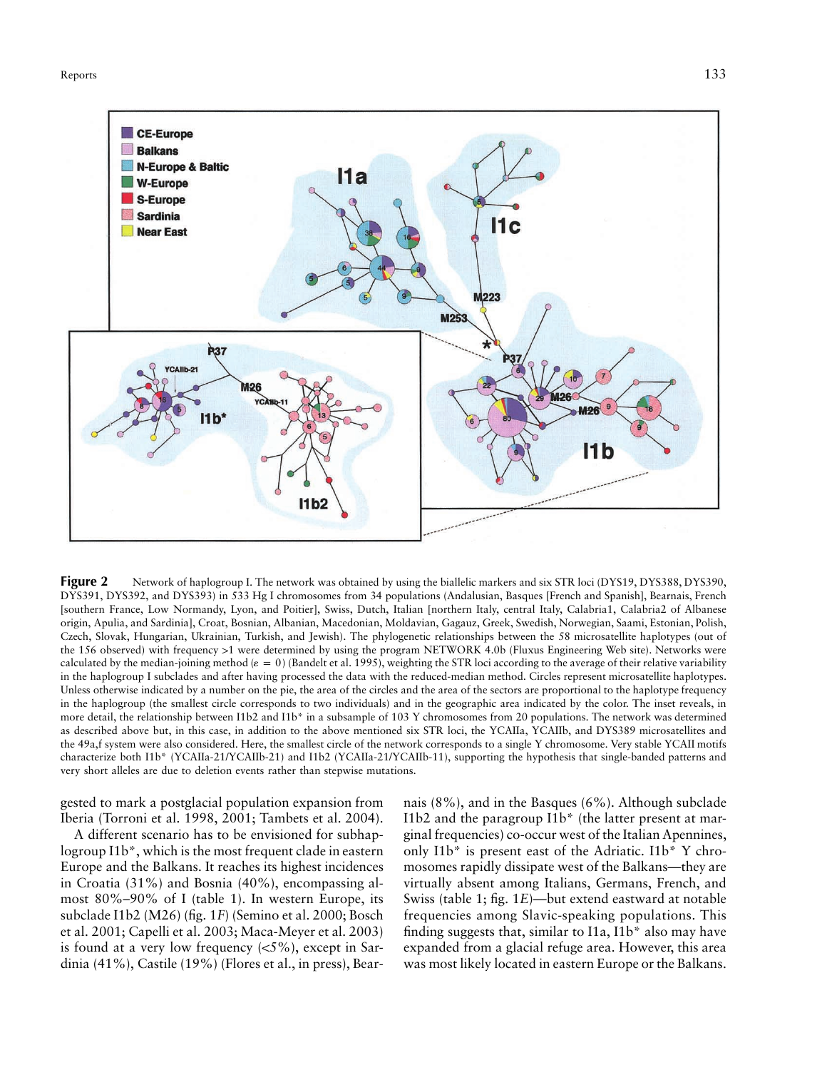**Figure 2** Network of haplogroup I. The network was obtained by using the biallelic markers and six STR loci (DYS19, DYS388, DYS390, DYS391, DYS392, and DYS393) in 533 Hg I chromosomes from 34 populations (Andalusian, Basques [French and Spanish], Bearnais, French [southern France, Low Normandy, Lyon, and Poitier], Swiss, Dutch, Italian [northern Italy, central Italy, Calabria1, Calabria2 of Albanese origin, Apulia, and Sardinia], Croat, Bosnian, Albanian, Macedonian, Moldavian, Gagauz, Greek, Swedish, Norwegian, Saami, Estonian, Polish, Czech, Slovak, Hungarian, Ukrainian, Turkish, and Jewish). The phylogenetic relationships between the 58 microsatellite haplotypes (out of the 156 observed) with frequency >1 were determined by using the program NETWORK 4.0b (Fluxus Engineering Web site). Networks were calculated by the median-joining method ($\varepsilon = 0$) (Bandelt et al. 1995), weighting the STR loci according to the average of their relative variability in the haplogroup I subclades and after having processed the data with the reduced-median method. Circles represent microsatellite haplotypes. Unless otherwise indicated by a number on the pie, the area of the circles and the area of the sectors are proportional to the haplotype frequency in the haplogroup (the smallest circle corresponds to two individuals) and in the geographic area indicated by the color. The inset reveals, in more detail, the relationship between I1b2 and I1b* in a subsample of 103 Y chromosomes from 20 populations. The network was determined as described above but, in this case, in addition to the above mentioned six STR loci, the YCAIIa, YCAIIb, and DYS389 microsatellites and the 49a,f system were also considered. Here, the smallest circle of the network corresponds to a single Y chromosome. Very stable YCAII motifs characterize both I1b* (YCAIIa-21/YCAIIb-21) and I1b2 (YCAIIa-21/YCAIIb-11), supporting the hypothesis that single-banded patterns and very short alleles are due to deletion events rather than stepwise mutations.

gested to mark a postglacial population expansion from Iberia (Torroni et al. 1998, 2001; Tambets et al. 2004).

A different scenario has to be envisioned for subhaplogroup I1b*, which is the most frequent clade in eastern Europe and the Balkans. It reaches its highest incidences in Croatia (31%) and Bosnia (40%), encompassing almost 80%–90% of I (table 1). In western Europe, its subclade I1b2 (M26) (fig. 1*F*) (Semino et al. 2000; Bosch et al. 2001; Capelli et al. 2003; Maca-Meyer et al. 2003) is found at a very low frequency (<5%), except in Sardinia (41%), Castile (19%) (Flores et al., in press), Bearnais (8%), and in the Basques (6%). Although subclade I1b2 and the paragroup I1b* (the latter present at marginal frequencies) co-occur west of the Italian Apennines, only I1b* is present east of the Adriatic. I1b* Y chromosomes rapidly dissipate west of the Balkans—they are virtually absent among Italians, Germans, French, and Swiss (table 1; fig. 1*E*)—but extend eastward at notable frequencies among Slavic-speaking populations. This finding suggests that, similar to I1a, I1b* also may have expanded from a glacial refuge area. However, this area was most likely located in eastern Europe or the Balkans.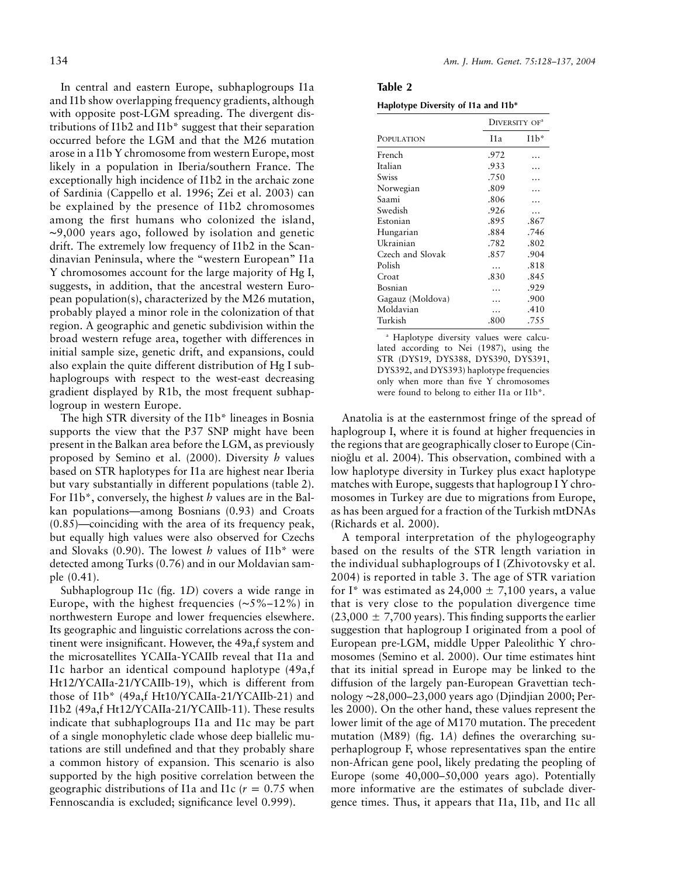In central and eastern Europe, subhaplogroups I1a and I1b show overlapping frequency gradients, although with opposite post-LGM spreading. The divergent distributions of I1b2 and I1b* suggest that their separation occurred before the LGM and that the M26 mutation arose in a I1b Y chromosome from western Europe, most likely in a population in Iberia/southern France. The exceptionally high incidence of I1b2 in the archaic zone of Sardinia (Cappello et al. 1996; Zei et al. 2003) can be explained by the presence of I1b2 chromosomes among the first humans who colonized the island, ~9,000 years ago, followed by isolation and genetic drift. The extremely low frequency of I1b2 in the Scandinavian Peninsula, where the "western European" I1a Y chromosomes account for the large majority of Hg I, suggests, in addition, that the ancestral western European population(s), characterized by the M26 mutation, probably played a minor role in the colonization of that region. A geographic and genetic subdivision within the broad western refuge area, together with differences in initial sample size, genetic drift, and expansions, could also explain the quite different distribution of Hg I subhaplogroups with respect to the west-east decreasing gradient displayed by R1b, the most frequent subhaplogroup in western Europe.

The high STR diversity of the I1b* lineages in Bosnia supports the view that the P37 SNP might have been present in the Balkan area before the LGM, as previously proposed by Semino et al. (2000). Diversity *h* values based on STR haplotypes for I1a are highest near Iberia but vary substantially in different populations (table 2). For I1b*, conversely, the highest *h* values are in the Balkan populations—among Bosnians (0.93) and Croats (0.85)—coinciding with the area of its frequency peak, but equally high values were also observed for Czechs and Slovaks (0.90). The lowest *h* values of I1b* were detected among Turks (0.76) and in our Moldavian sample (0.41).

Subhaplogroup I1c (fig. 1*D*) covers a wide range in Europe, with the highest frequencies (~5%–12%) in northwestern Europe and lower frequencies elsewhere. Its geographic and linguistic correlations across the continent were insignificant. However, the 49a,f system and the microsatellites YCAIIa-YCAIIb reveal that I1a and I1c harbor an identical compound haplotype (49a,f Ht12/YCAIIa-21/YCAIIb-19), which is different from those of I1b* (49a,f Ht10/YCAIIa-21/YCAIIb-21) and I1b2 (49a,f Ht12/YCAIIa-21/YCAIIb-11). These results indicate that subhaplogroups I1a and I1c may be part of a single monophyletic clade whose deep biallelic mutations are still undefined and that they probably share a common history of expansion. This scenario is also supported by the high positive correlation between the geographic distributions of I1a and I1c ($r = 0.75$ when Fennoscandia is excluded; significance level 0.999).

**Table 2**

**Haplotype Diversity of I1a and I1b***

| Population | Diversity of[a] | |
|---|---|---|
| | I1a | I1b* |
| French | .972 | … |
| Italian | .933 | … |
| Swiss | .750 | … |
| Norwegian | .809 | … |
| Saami | .806 | … |
| Swedish | .926 | … |
| Estonian | .895 | .867 |
| Hungarian | .884 | .746 |
| Ukrainian | .782 | .802 |
| Czech and Slovak | .857 | .904 |
| Polish | … | .818 |
| Croat | .830 | .845 |
| Bosnian | … | .929 |
| Gagauz (Moldova) | … | .900 |
| Moldavian | … | .410 |
| Turkish | .800 | .755 |

[a] Haplotype diversity values were calculated according to Nei (1987), using the STR (DYS19, DYS388, DYS390, DYS391, DYS392, and DYS393) haplotype frequencies only when more than five Y chromosomes were found to belong to either I1a or I1b*.

Anatolia is at the easternmost fringe of the spread of haplogroup I, where it is found at higher frequencies in the regions that are geographically closer to Europe (Cinnioğlu et al. 2004). This observation, combined with a low haplotype diversity in Turkey plus exact haplotype matches with Europe, suggests that haplogroup I Y chromosomes in Turkey are due to migrations from Europe, as has been argued for a fraction of the Turkish mtDNAs (Richards et al. 2000).

A temporal interpretation of the phylogeography based on the results of the STR length variation in the individual subhaplogroups of I (Zhivotovsky et al. 2004) is reported in table 3. The age of STR variation for I* was estimated as 24,000 ± 7,100 years, a value that is very close to the population divergence time (23,000 ± 7,700 years). This finding supports the earlier suggestion that haplogroup I originated from a pool of European pre-LGM, middle Upper Paleolithic Y chromosomes (Semino et al. 2000). Our time estimates hint that its initial spread in Europe may be linked to the diffusion of the largely pan-European Gravettian technology ~28,000–23,000 years ago (Djindjian 2000; Perles 2000). On the other hand, these values represent the lower limit of the age of M170 mutation. The precedent mutation (M89) (fig. 1*A*) defines the overarching superhaplogroup F, whose representatives span the entire non-African gene pool, likely predating the peopling of Europe (some 40,000–50,000 years ago). Potentially more informative are the estimates of subclade divergence times. Thus, it appears that I1a, I1b, and I1c all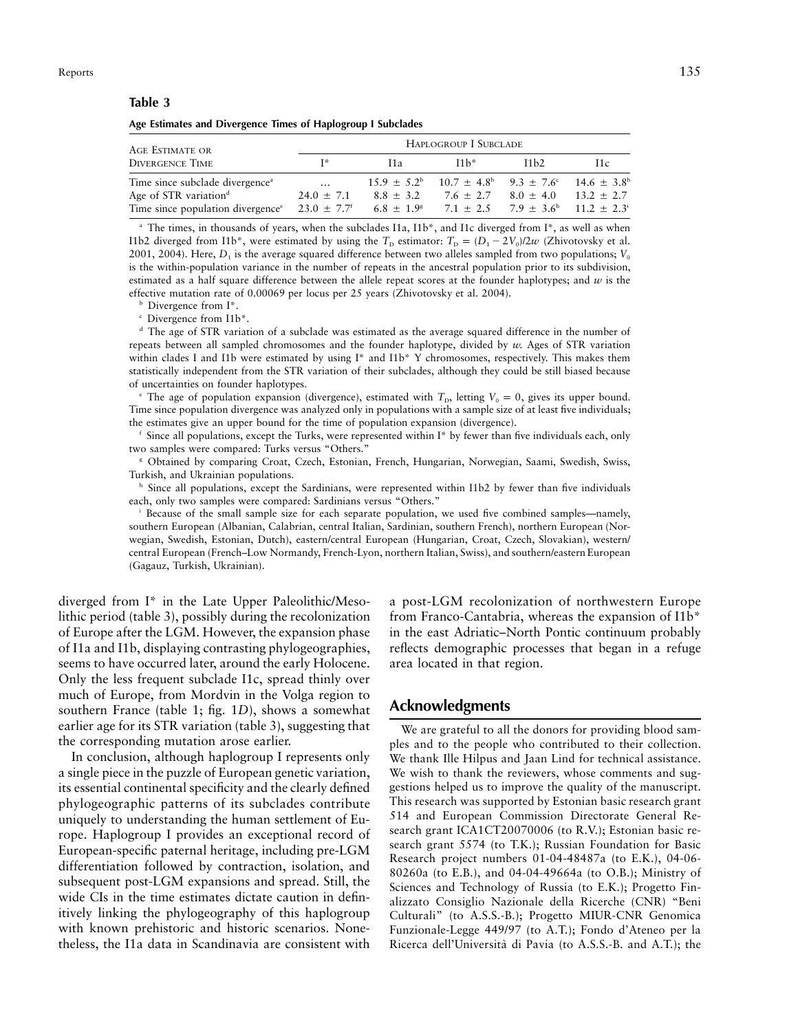**Table 3**

**Age Estimates and Divergence Times of Haplogroup I Subclades**

| Age Estimate or Divergence Time | Haplogroup I Subclade | | | | |
|---|---|---|---|---|---|
| | I* | I1a | I1b* | I1b2 | I1c |
| Time since subclade divergence[a] | ... | 15.9 ± 5.2[b] | 10.7 ± 4.8[b] | 9.3 ± 7.6[c] | 14.6 ± 3.8[b] |
| Age of STR variation[d] | 24.0 ± 7.1 | 8.8 ± 3.2 | 7.6 ± 2.7 | 8.0 ± 4.0 | 13.2 ± 2.7 |
| Time since population divergence[e] | 23.0 ± 7.7[f] | 6.8 ± 1.9[g] | 7.1 ± 2.5 | 7.9 ± 3.6[h] | 11.2 ± 2.3[i] |

[a] The times, in thousands of years, when the subclades I1a, I1b*, and I1c diverged from I*, as well as when I1b2 diverged from I1b*, were estimated by using the $T_D$ estimator: $T_D = (D_1 - 2V_0)/2w$ (Zhivotovsky et al. 2001, 2004). Here, $D_1$ is the average squared difference between two alleles sampled from two populations; $V_0$ is the within-population variance in the number of repeats in the ancestral population prior to its subdivision, estimated as a half square difference between the allele repeat scores at the founder haplotypes; and $w$ is the effective mutation rate of 0.00069 per locus per 25 years (Zhivotovsky et al. 2004).

[b] Divergence from I*.

[c] Divergence from I1b*.

[d] The age of STR variation of a subclade was estimated as the average squared difference in the number of repeats between all sampled chromosomes and the founder haplotype, divided by $w$. Ages of STR variation within clades I and I1b were estimated by using I* and I1b* Y chromosomes, respectively. This makes them statistically independent from the STR variation of their subclades, although they could be still biased because of uncertainties on founder haplotypes.

[e] The age of population expansion (divergence), estimated with $T_D$, letting $V_0 = 0$, gives its upper bound. Time since population divergence was analyzed only in populations with a sample size of at least five individuals; the estimates give an upper bound for the time of population expansion (divergence).

[f] Since all populations, except the Turks, were represented within I* by fewer than five individuals each, only two samples were compared: Turks versus "Others."

[g] Obtained by comparing Croat, Czech, Estonian, French, Hungarian, Norwegian, Saami, Swedish, Swiss, Turkish, and Ukrainian populations.

[h] Since all populations, except the Sardinians, were represented within I1b2 by fewer than five individuals each, only two samples were compared: Sardinians versus "Others."

[i] Because of the small sample size for each separate population, we used five combined samples—namely, southern European (Albanian, Calabrian, central Italian, Sardinian, southern French), northern European (Norwegian, Swedish, Estonian, Dutch), eastern/central European (Hungarian, Croat, Czech, Slovakian), western/central European (French–Low Normandy, French-Lyon, northern Italian, Swiss), and southern/eastern European (Gagauz, Turkish, Ukrainian).

diverged from I* in the Late Upper Paleolithic/Mesolithic period (table 3), possibly during the recolonization of Europe after the LGM. However, the expansion phase of I1a and I1b, displaying contrasting phylogeographies, seems to have occurred later, around the early Holocene. Only the less frequent subclade I1c, spread thinly over much of Europe, from Mordvin in the Volga region to southern France (table 1; fig. 1*D*), shows a somewhat earlier age for its STR variation (table 3), suggesting that the corresponding mutation arose earlier.

In conclusion, although haplogroup I represents only a single piece in the puzzle of European genetic variation, its essential continental specificity and the clearly defined phylogeographic patterns of its subclades contribute uniquely to understanding the human settlement of Europe. Haplogroup I provides an exceptional record of European-specific paternal heritage, including pre-LGM differentiation followed by contraction, isolation, and subsequent post-LGM expansions and spread. Still, the wide CIs in the time estimates dictate caution in definitively linking the phylogeography of this haplogroup with known prehistoric and historic scenarios. Nonetheless, the I1a data in Scandinavia are consistent with a post-LGM recolonization of northwestern Europe from Franco-Cantabria, whereas the expansion of I1b* in the east Adriatic–North Pontic continuum probably reflects demographic processes that began in a refuge area located in that region.

## Acknowledgments

We are grateful to all the donors for providing blood samples and to the people who contributed to their collection. We thank Ille Hilpus and Jaan Lind for technical assistance. We wish to thank the reviewers, whose comments and suggestions helped us to improve the quality of the manuscript. This research was supported by Estonian basic research grant 514 and European Commission Directorate General Research grant ICA1CT20070006 (to R.V.); Estonian basic research grant 5574 (to T.K.); Russian Foundation for Basic Research project numbers 01-04-48487a (to E.K.), 04-06-80260a (to E.B.), and 04-04-49664a (to O.B.); Ministry of Sciences and Technology of Russia (to E.K.); Progetto Finalizzato Consiglio Nazionale della Ricerche (CNR) "Beni Culturali" (to A.S.S.-B.); Progetto MIUR-CNR Genomica Funzionale-Legge 449/97 (to A.T.); Fondo d'Ateneo per la Ricerca dell'Università di Pavia (to A.S.S.-B. and A.T.); the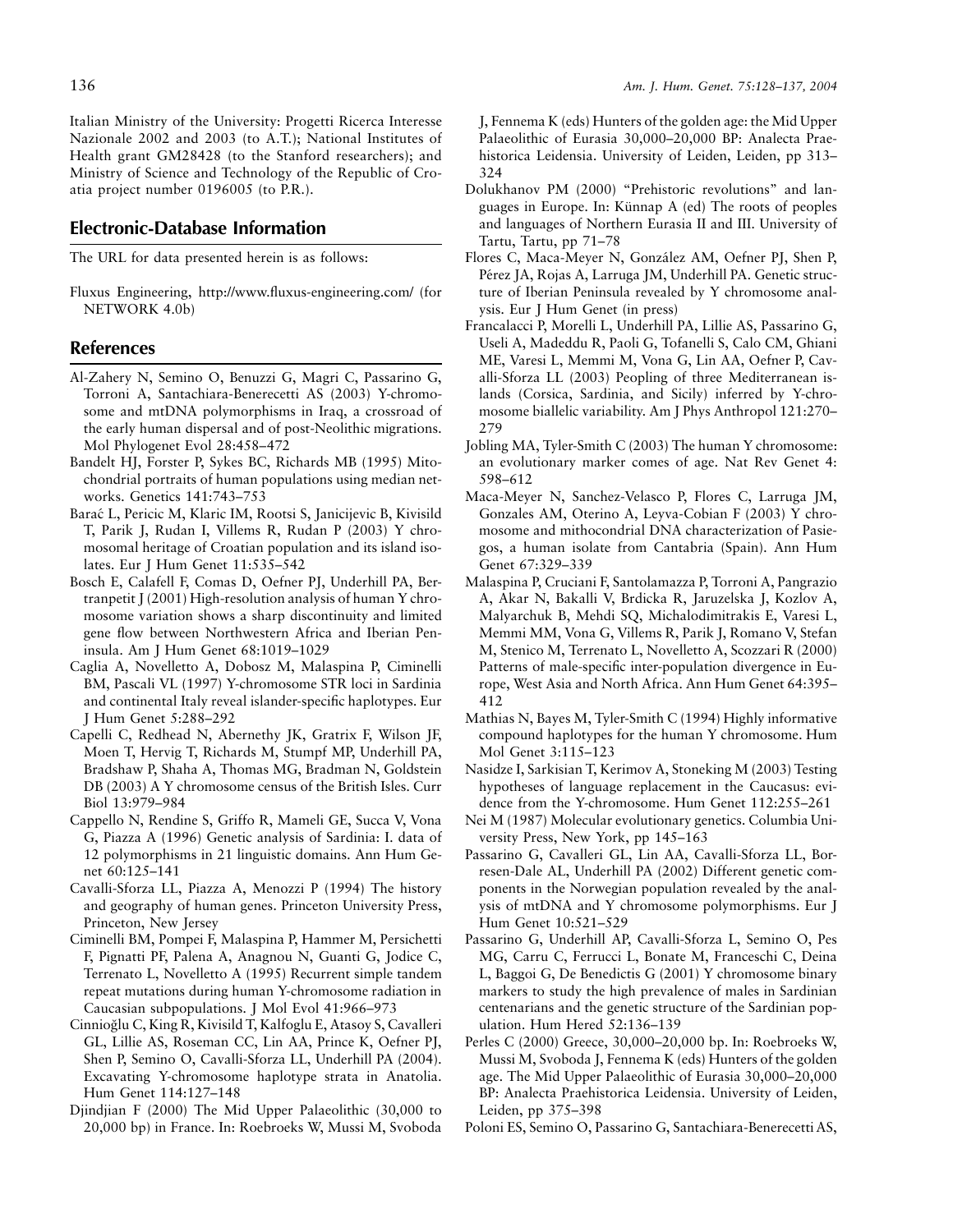Italian Ministry of the University: Progetti Ricerca Interesse Nazionale 2002 and 2003 (to A.T.); National Institutes of Health grant GM28428 (to the Stanford researchers); and Ministry of Science and Technology of the Republic of Croatia project number 0196005 (to P.R.).

## Electronic-Database Information

The URL for data presented herein is as follows:

Fluxus Engineering, http://www.fluxus-engineering.com/ (for NETWORK 4.0b)

## References

Al-Zahery N, Semino O, Benuzzi G, Magri C, Passarino G, Torroni A, Santachiara-Benerecetti AS (2003) Y-chromosome and mtDNA polymorphisms in Iraq, a crossroad of the early human dispersal and of post-Neolithic migrations. Mol Phylogenet Evol 28:458–472

Bandelt HJ, Forster P, Sykes BC, Richards MB (1995) Mitochondrial portraits of human populations using median networks. Genetics 141:743–753

Barać L, Pericic M, Klaric IM, Rootsi S, Janicijevic B, Kivisild T, Parik J, Rudan I, Villems R, Rudan P (2003) Y chromosomal heritage of Croatian population and its island isolates. Eur J Hum Genet 11:535–542

Bosch E, Calafell F, Comas D, Oefner PJ, Underhill PA, Bertranpetit J (2001) High-resolution analysis of human Y chromosome variation shows a sharp discontinuity and limited gene flow between Northwestern Africa and Iberian Peninsula. Am J Hum Genet 68:1019–1029

Caglia A, Novelletto A, Dobosz M, Malaspina P, Ciminelli BM, Pascali VL (1997) Y-chromosome STR loci in Sardinia and continental Italy reveal islander-specific haplotypes. Eur J Hum Genet 5:288–292

Capelli C, Redhead N, Abernethy JK, Gratrix F, Wilson JF, Moen T, Hervig T, Richards M, Stumpf MP, Underhill PA, Bradshaw P, Shaha A, Thomas MG, Bradman N, Goldstein DB (2003) A Y chromosome census of the British Isles. Curr Biol 13:979–984

Cappello N, Rendine S, Griffo R, Mameli GE, Succa V, Vona G, Piazza A (1996) Genetic analysis of Sardinia: I. data of 12 polymorphisms in 21 linguistic domains. Ann Hum Genet 60:125–141

Cavalli-Sforza LL, Piazza A, Menozzi P (1994) The history and geography of human genes. Princeton University Press, Princeton, New Jersey

Ciminelli BM, Pompei F, Malaspina P, Hammer M, Persichetti F, Pignatti PF, Palena A, Anagnou N, Guanti G, Jodice C, Terrenato L, Novelletto A (1995) Recurrent simple tandem repeat mutations during human Y-chromosome radiation in Caucasian subpopulations. J Mol Evol 41:966–973

Cinnioğlu C, King R, Kivisild T, Kalfoglu E, Atasoy S, Cavalleri GL, Lillie AS, Roseman CC, Lin AA, Prince K, Oefner PJ, Shen P, Semino O, Cavalli-Sforza LL, Underhill PA (2004). Excavating Y-chromosome haplotype strata in Anatolia. Hum Genet 114:127–148

Djindjian F (2000) The Mid Upper Palaeolithic (30,000 to 20,000 bp) in France. In: Roebroeks W, Mussi M, Svoboda J, Fennema K (eds) Hunters of the golden age: the Mid Upper Palaeolithic of Eurasia 30,000–20,000 BP: Analecta Praehistorica Leidensia. University of Leiden, Leiden, pp 313–324

Dolukhanov PM (2000) "Prehistoric revolutions" and languages in Europe. In: Künnap A (ed) The roots of peoples and languages of Northern Eurasia II and III. University of Tartu, Tartu, pp 71–78

Flores C, Maca-Meyer N, González AM, Oefner PJ, Shen P, Pérez JA, Rojas A, Larruga JM, Underhill PA. Genetic structure of Iberian Peninsula revealed by Y chromosome analysis. Eur J Hum Genet (in press)

Francalacci P, Morelli L, Underhill PA, Lillie AS, Passarino G, Useli A, Madeddu R, Paoli G, Tofanelli S, Calo CM, Ghiani ME, Varesi L, Memmi M, Vona G, Lin AA, Oefner P, Cavalli-Sforza LL (2003) Peopling of three Mediterranean islands (Corsica, Sardinia, and Sicily) inferred by Y-chromosome biallelic variability. Am J Phys Anthropol 121:270–279

Jobling MA, Tyler-Smith C (2003) The human Y chromosome: an evolutionary marker comes of age. Nat Rev Genet 4:598–612

Maca-Meyer N, Sanchez-Velasco P, Flores C, Larruga JM, Gonzales AM, Oterino A, Leyva-Cobian F (2003) Y chromosome and mithocondrial DNA characterization of Pasiegos, a human isolate from Cantabria (Spain). Ann Hum Genet 67:329–339

Malaspina P, Cruciani F, Santolamazza P, Torroni A, Pangrazio A, Akar N, Bakalli V, Brdicka R, Jaruzelska J, Kozlov A, Malyarchuk B, Mehdi SQ, Michalodimitrakis E, Varesi L, Memmi MM, Vona G, Villems R, Parik J, Romano V, Stefan M, Stenico M, Terrenato L, Novelletto A, Scozzari R (2000) Patterns of male-specific inter-population divergence in Europe, West Asia and North Africa. Ann Hum Genet 64:395–412

Mathias N, Bayes M, Tyler-Smith C (1994) Highly informative compound haplotypes for the human Y chromosome. Hum Mol Genet 3:115–123

Nasidze I, Sarkisian T, Kerimov A, Stoneking M (2003) Testing hypotheses of language replacement in the Caucasus: evidence from the Y-chromosome. Hum Genet 112:255–261

Nei M (1987) Molecular evolutionary genetics. Columbia University Press, New York, pp 145–163

Passarino G, Cavalleri GL, Lin AA, Cavalli-Sforza LL, Borresen-Dale AL, Underhill PA (2002) Different genetic components in the Norwegian population revealed by the analysis of mtDNA and Y chromosome polymorphisms. Eur J Hum Genet 10:521–529

Passarino G, Underhill AP, Cavalli-Sforza L, Semino O, Pes MG, Carru C, Ferrucci L, Bonate M, Franceschi C, Deina L, Baggoi G, De Benedictis G (2001) Y chromosome binary markers to study the high prevalence of males in Sardinian centenarians and the genetic structure of the Sardinian population. Hum Hered 52:136–139

Perles C (2000) Greece, 30,000–20,000 bp. In: Roebroeks W, Mussi M, Svoboda J, Fennema K (eds) Hunters of the golden age. The Mid Upper Palaeolithic of Eurasia 30,000–20,000 BP: Analecta Praehistorica Leidensia. University of Leiden, Leiden, pp 375–398

Poloni ES, Semino O, Passarino G, Santachiara-Benerecetti AS,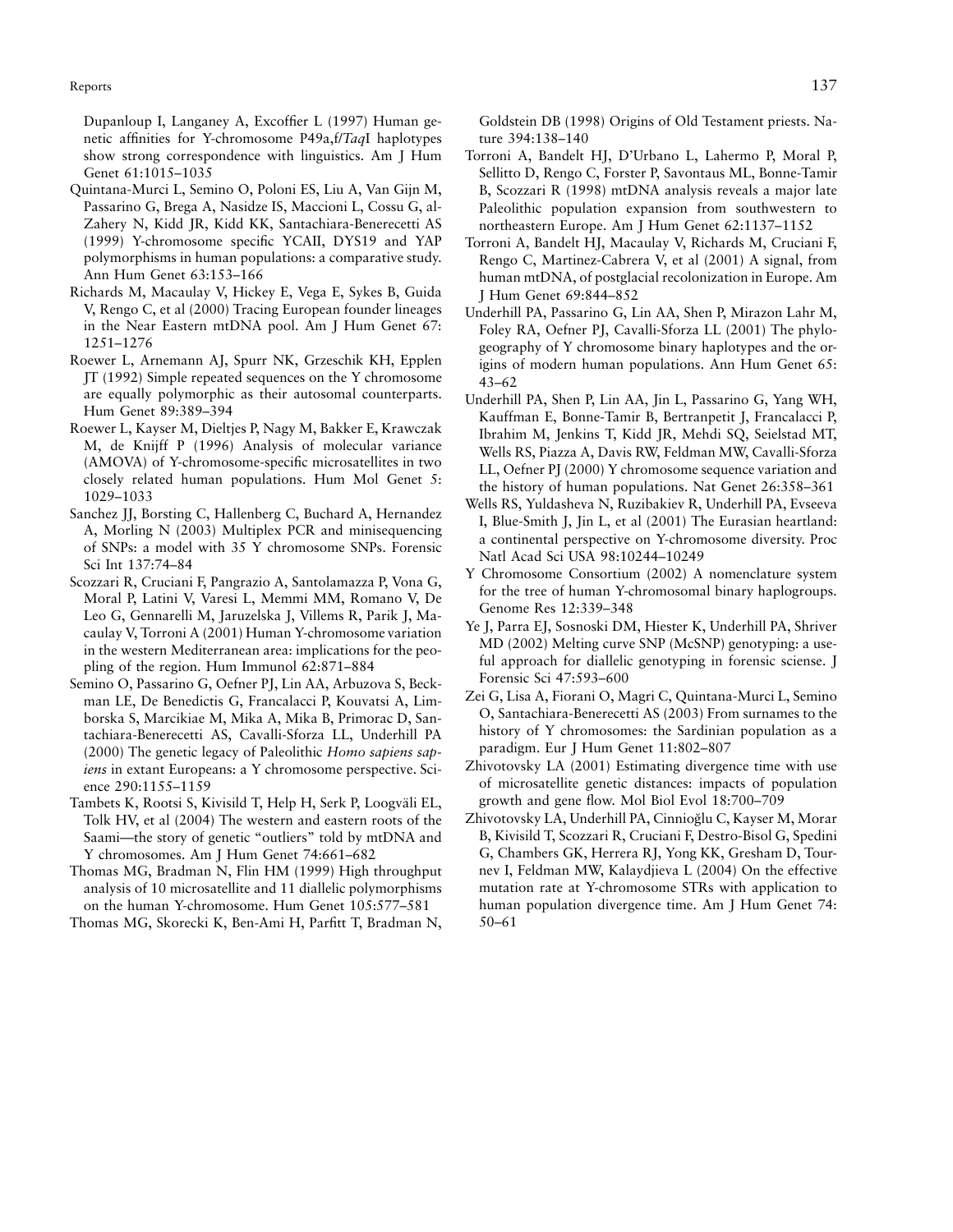Dupanloup I, Langaney A, Excoffier L (1997) Human genetic affinities for Y-chromosome P49a,f/*Taq*I haplotypes show strong correspondence with linguistics. Am J Hum Genet 61:1015–1035

Quintana-Murci L, Semino O, Poloni ES, Liu A, Van Gijn M, Passarino G, Brega A, Nasidze IS, Maccioni L, Cossu G, al-Zahery N, Kidd JR, Kidd KK, Santachiara-Benerecetti AS (1999) Y-chromosome specific YCAII, DYS19 and YAP polymorphisms in human populations: a comparative study. Ann Hum Genet 63:153–166

Richards M, Macaulay V, Hickey E, Vega E, Sykes B, Guida V, Rengo C, et al (2000) Tracing European founder lineages in the Near Eastern mtDNA pool. Am J Hum Genet 67: 1251–1276

Roewer L, Arnemann AJ, Spurr NK, Grzeschik KH, Epplen JT (1992) Simple repeated sequences on the Y chromosome are equally polymorphic as their autosomal counterparts. Hum Genet 89:389–394

Roewer L, Kayser M, Dieltjes P, Nagy M, Bakker E, Krawczak M, de Knijff P (1996) Analysis of molecular variance (AMOVA) of Y-chromosome-specific microsatellites in two closely related human populations. Hum Mol Genet 5: 1029–1033

Sanchez JJ, Borsting C, Hallenberg C, Buchard A, Hernandez A, Morling N (2003) Multiplex PCR and minisequencing of SNPs: a model with 35 Y chromosome SNPs. Forensic Sci Int 137:74–84

Scozzari R, Cruciani F, Pangrazio A, Santolamazza P, Vona G, Moral P, Latini V, Varesi L, Memmi MM, Romano V, De Leo G, Gennarelli M, Jaruzelska J, Villems R, Parik J, Macaulay V, Torroni A (2001) Human Y-chromosome variation in the western Mediterranean area: implications for the peopling of the region. Hum Immunol 62:871–884

Semino O, Passarino G, Oefner PJ, Lin AA, Arbuzova S, Beckman LE, De Benedictis G, Francalacci P, Kouvatsi A, Limborska S, Marcikiae M, Mika A, Mika B, Primorac D, Santachiara-Benerecetti AS, Cavalli-Sforza LL, Underhill PA (2000) The genetic legacy of Paleolithic *Homo sapiens sapiens* in extant Europeans: a Y chromosome perspective. Science 290:1155–1159

Tambets K, Rootsi S, Kivisild T, Help H, Serk P, Loogväli EL, Tolk HV, et al (2004) The western and eastern roots of the Saami—the story of genetic "outliers" told by mtDNA and Y chromosomes. Am J Hum Genet 74:661–682

Thomas MG, Bradman N, Flin HM (1999) High throughput analysis of 10 microsatellite and 11 diallelic polymorphisms on the human Y-chromosome. Hum Genet 105:577–581

Thomas MG, Skorecki K, Ben-Ami H, Parfitt T, Bradman N, Goldstein DB (1998) Origins of Old Testament priests. Nature 394:138–140

Torroni A, Bandelt HJ, D'Urbano L, Lahermo P, Moral P, Sellitto D, Rengo C, Forster P, Savontaus ML, Bonne-Tamir B, Scozzari R (1998) mtDNA analysis reveals a major late Paleolithic population expansion from southwestern to northeastern Europe. Am J Hum Genet 62:1137–1152

Torroni A, Bandelt HJ, Macaulay V, Richards M, Cruciani F, Rengo C, Martinez-Cabrera V, et al (2001) A signal, from human mtDNA, of postglacial recolonization in Europe. Am J Hum Genet 69:844–852

Underhill PA, Passarino G, Lin AA, Shen P, Mirazon Lahr M, Foley RA, Oefner PJ, Cavalli-Sforza LL (2001) The phylogeography of Y chromosome binary haplotypes and the origins of modern human populations. Ann Hum Genet 65: 43–62

Underhill PA, Shen P, Lin AA, Jin L, Passarino G, Yang WH, Kauffman E, Bonne-Tamir B, Bertranpetit J, Francalacci P, Ibrahim M, Jenkins T, Kidd JR, Mehdi SQ, Seielstad MT, Wells RS, Piazza A, Davis RW, Feldman MW, Cavalli-Sforza LL, Oefner PJ (2000) Y chromosome sequence variation and the history of human populations. Nat Genet 26:358–361

Wells RS, Yuldasheva N, Ruzibakiev R, Underhill PA, Evseeva I, Blue-Smith J, Jin L, et al (2001) The Eurasian heartland: a continental perspective on Y-chromosome diversity. Proc Natl Acad Sci USA 98:10244–10249

Y Chromosome Consortium (2002) A nomenclature system for the tree of human Y-chromosomal binary haplogroups. Genome Res 12:339–348

Ye J, Parra EJ, Sosnoski DM, Hiester K, Underhill PA, Shriver MD (2002) Melting curve SNP (McSNP) genotyping: a useful approach for diallelic genotyping in forensic sciense. J Forensic Sci 47:593–600

Zei G, Lisa A, Fiorani O, Magri C, Quintana-Murci L, Semino O, Santachiara-Benerecetti AS (2003) From surnames to the history of Y chromosomes: the Sardinian population as a paradigm. Eur J Hum Genet 11:802–807

Zhivotovsky LA (2001) Estimating divergence time with use of microsatellite genetic distances: impacts of population growth and gene flow. Mol Biol Evol 18:700–709

Zhivotovsky LA, Underhill PA, Cinnioğlu C, Kayser M, Morar B, Kivisild T, Scozzari R, Cruciani F, Destro-Bisol G, Spedini G, Chambers GK, Herrera RJ, Yong KK, Gresham D, Tournev I, Feldman MW, Kalaydjieva L (2004) On the effective mutation rate at Y-chromosome STRs with application to human population divergence time. Am J Hum Genet 74: 50–61